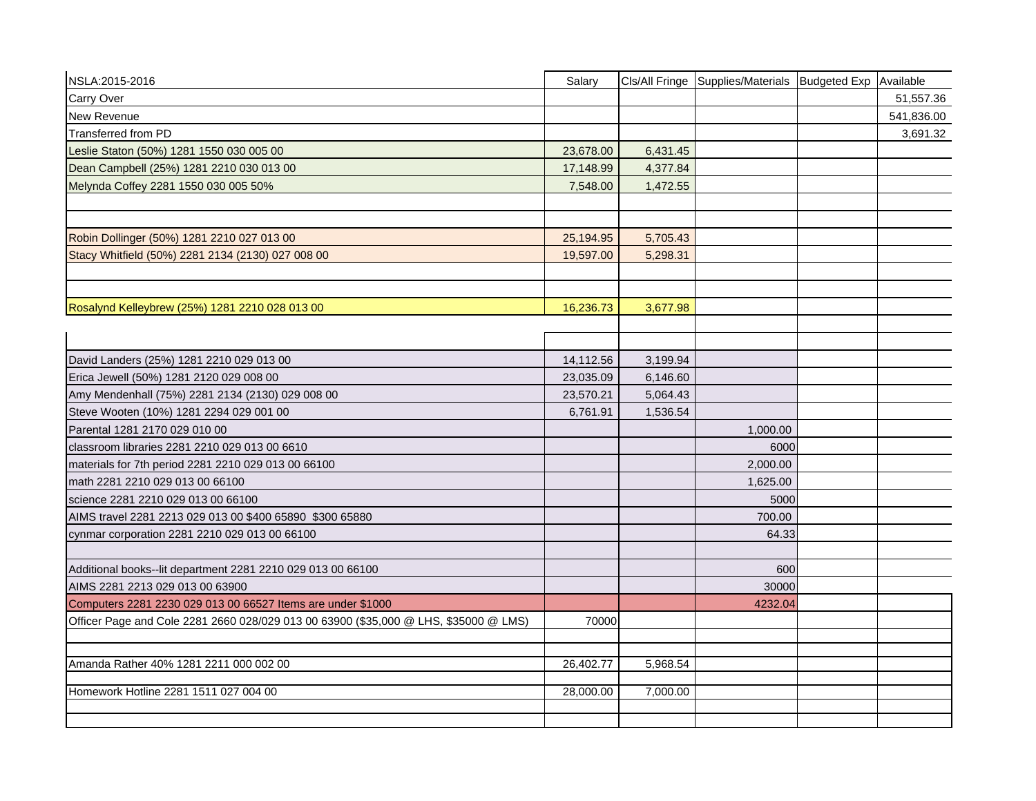| NSLA:2015-2016 | Salary | Cls/All Fringe | Supplies/Materials | Budgeted Exp | Available |
|---|---|---|---|---|---|
| Carry Over | | | | | 51,557.36 |
| New Revenue | | | | | 541,836.00 |
| Transferred from PD | | | | | 3,691.32 |
| Leslie Staton (50%) 1281 1550 030 005 00 | 23,678.00 | 6,431.45 | | | |
| Dean Campbell (25%) 1281 2210 030 013 00 | 17,148.99 | 4,377.84 | | | |
| Melynda Coffey 2281 1550 030 005 50% | 7,548.00 | 1,472.55 | | | |
| | | | | | |
| | | | | | |
| Robin Dollinger (50%) 1281 2210 027 013 00 | 25,194.95 | 5,705.43 | | | |
| Stacy Whitfield (50%) 2281 2134 (2130) 027 008 00 | 19,597.00 | 5,298.31 | | | |
| | | | | | |
| | | | | | |
| Rosalynd Kelleybrew (25%) 1281 2210 028 013 00 | 16,236.73 | 3,677.98 | | | |
| | | | | | |
| | | | | | |
| David Landers (25%) 1281 2210 029 013 00 | 14,112.56 | 3,199.94 | | | |
| Erica Jewell (50%) 1281 2120 029 008 00 | 23,035.09 | 6,146.60 | | | |
| Amy Mendenhall (75%) 2281 2134 (2130) 029 008 00 | 23,570.21 | 5,064.43 | | | |
| Steve Wooten (10%) 1281 2294 029 001 00 | 6,761.91 | 1,536.54 | | | |
| Parental 1281 2170 029 010 00 | | | 1,000.00 | | |
| classroom libraries 2281 2210 029 013 00 6610 | | | 6000 | | |
| materials for 7th period 2281 2210 029 013 00 66100 | | | 2,000.00 | | |
| math 2281 2210 029 013 00 66100 | | | 1,625.00 | | |
| science 2281 2210 029 013 00 66100 | | | 5000 | | |
| AIMS travel 2281 2213 029 013 00 $400 65890 $300 65880 | | | 700.00 | | |
| cynmar corporation 2281 2210 029 013 00 66100 | | | 64.33 | | |
| | | | | | |
| Additional books--lit department 2281 2210 029 013 00 66100 | | | 600 | | |
| AIMS 2281 2213 029 013 00 63900 | | | 30000 | | |
| Computers 2281 2230 029 013 00 66527 Items are under $1000 | | | 4232.04 | | |
| Officer Page and Cole 2281 2660 028/029 013 00 63900 ($35,000 @ LHS, $35000 @ LMS) | 70000 | | | | |
| | | | | | |
| | | | | | |
| Amanda Rather 40% 1281 2211 000 002 00 | 26,402.77 | 5,968.54 | | | |
| | | | | | |
| Homework Hotline 2281 1511 027 004 00 | 28,000.00 | 7,000.00 | | | |
| | | | | | |
| | | | | | |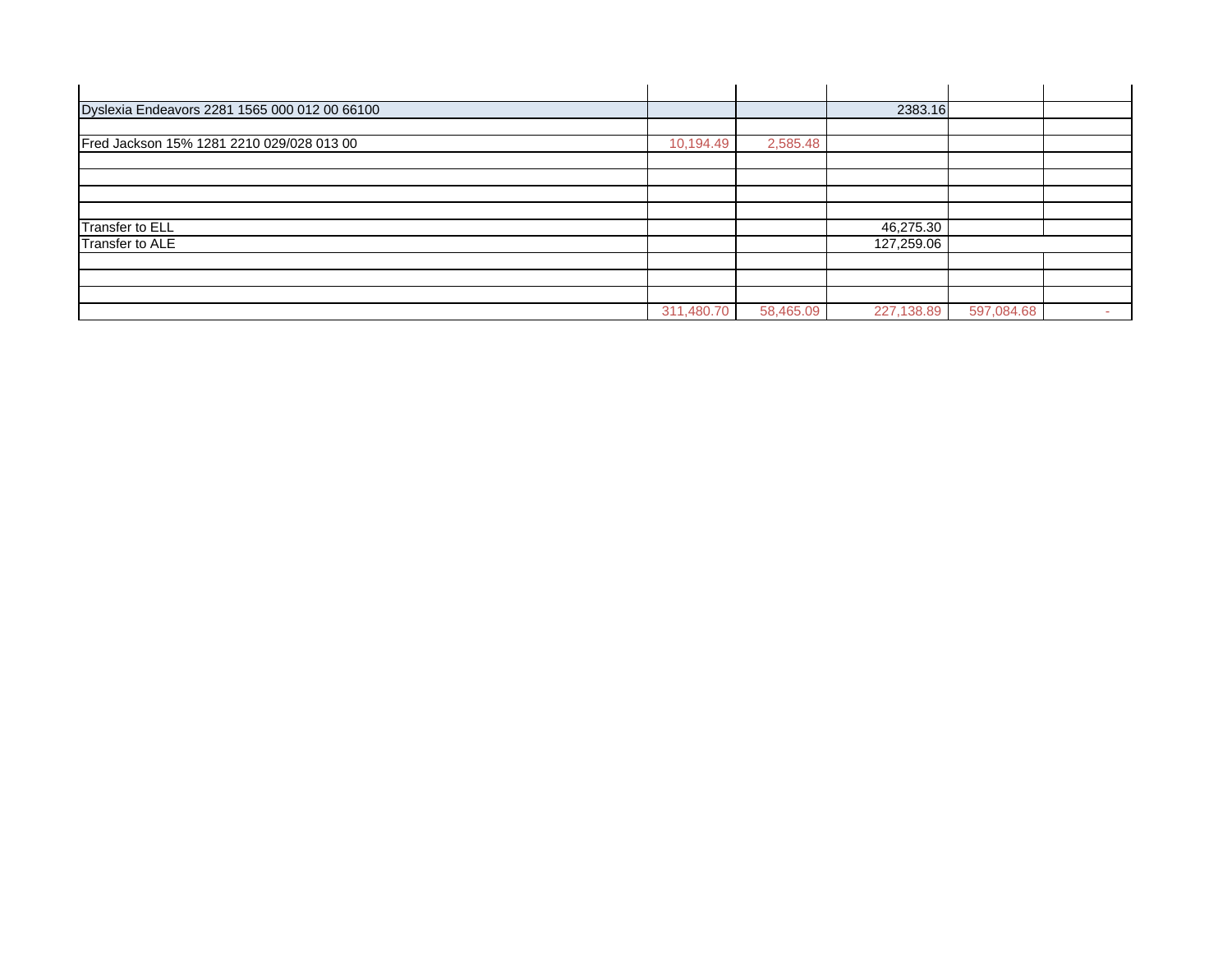| | | | | | |
|---|---|---|---|---|---|
| Dyslexia Endeavors 2281 1565 000 012 00 66100 | | | 2383.16 | | |
| | | | | | |
| Fred Jackson 15% 1281 2210 029/028 013 00 | 10,194.49 | 2,585.48 | | | |
| | | | | | |
| | | | | | |
| | | | | | |
| | | | | | |
| Transfer to ELL | | | 46,275.30 | | |
| Transfer to ALE | | | 127,259.06 | | |
| | | | | | |
| | | | | | |
| | | | | | |
| | 311,480.70 | 58,465.09 | 227,138.89 | 597,084.68 | - |